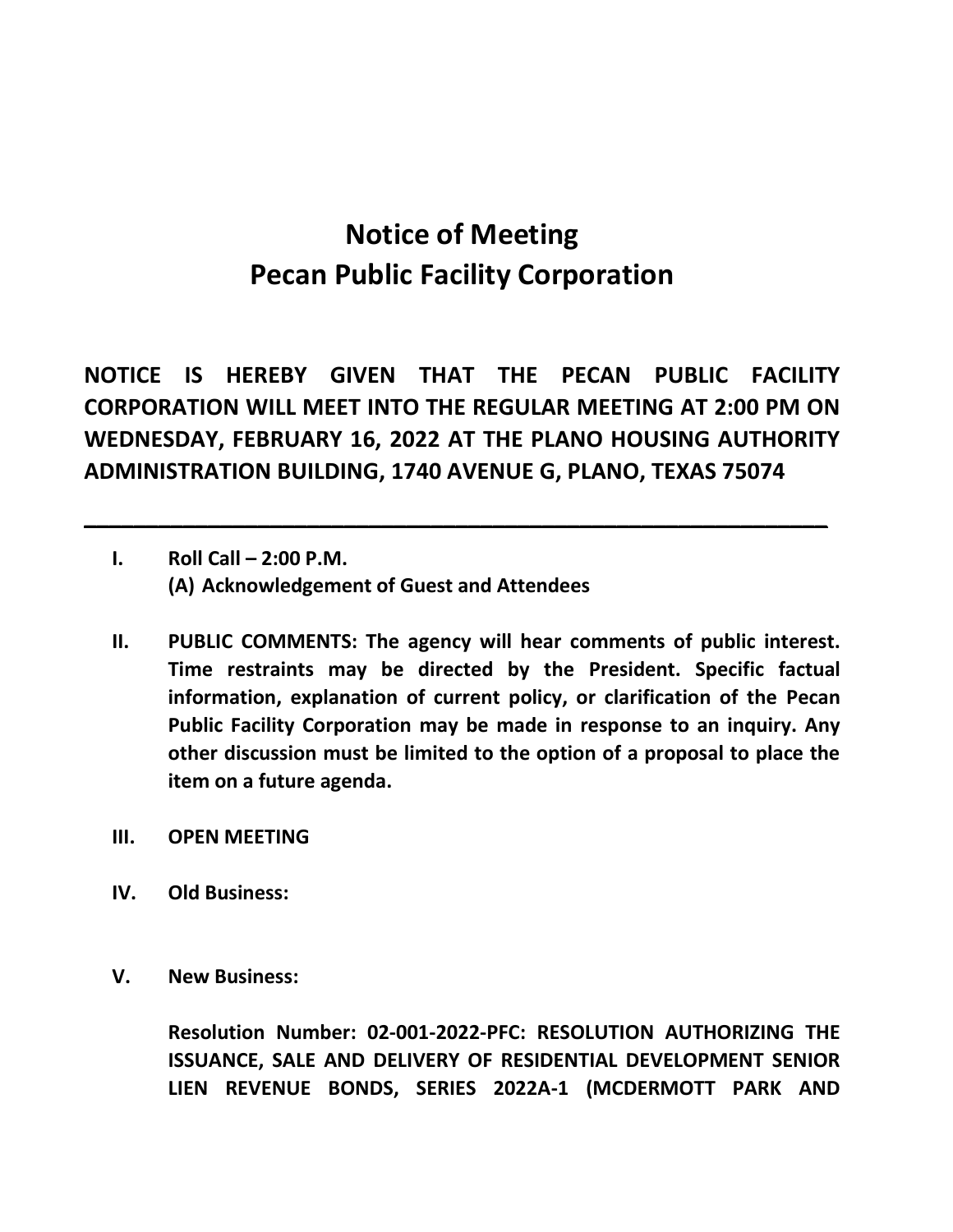# Notice of Meeting
# Pecan Public Facility Corporation

**NOTICE IS HEREBY GIVEN THAT THE PECAN PUBLIC FACILITY CORPORATION WILL MEET INTO THE REGULAR MEETING AT 2:00 PM ON WEDNESDAY, FEBRUARY 16, 2022 AT THE PLANO HOUSING AUTHORITY ADMINISTRATION BUILDING, 1740 AVENUE G, PLANO, TEXAS 75074**

---

**I. Roll Call – 2:00 P.M.**
   **(A) Acknowledgement of Guest and Attendees**

**II. PUBLIC COMMENTS: The agency will hear comments of public interest. Time restraints may be directed by the President. Specific factual information, explanation of current policy, or clarification of the Pecan Public Facility Corporation may be made in response to an inquiry. Any other discussion must be limited to the option of a proposal to place the item on a future agenda.**

**III. OPEN MEETING**

**IV. Old Business:**

**V. New Business:**

**Resolution Number: 02-001-2022-PFC: RESOLUTION AUTHORIZING THE ISSUANCE, SALE AND DELIVERY OF RESIDENTIAL DEVELOPMENT SENIOR LIEN REVENUE BONDS, SERIES 2022A-1 (MCDERMOTT PARK AND**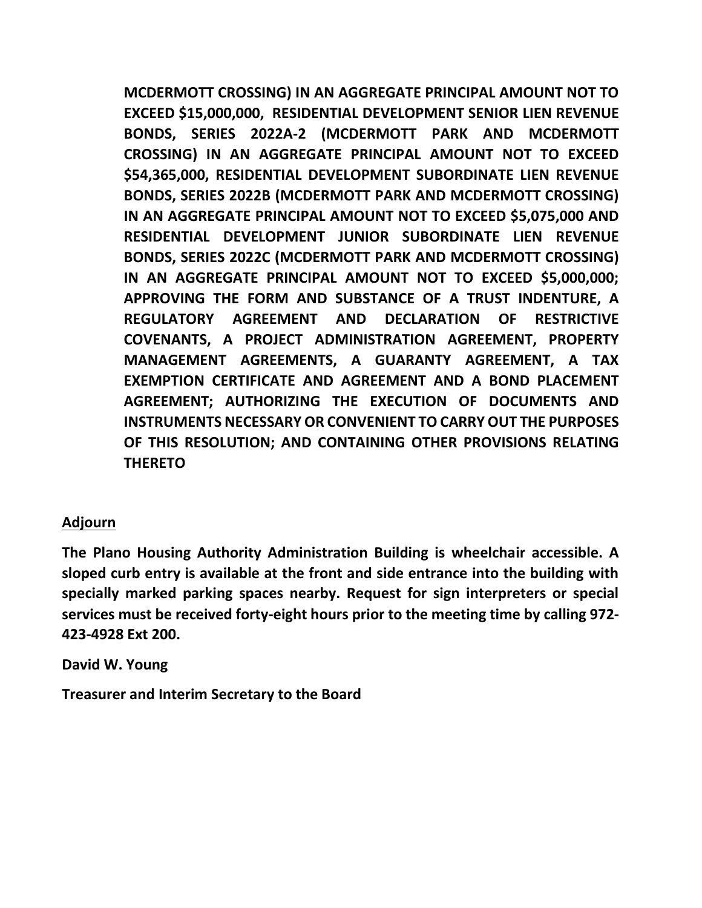**MCDERMOTT CROSSING) IN AN AGGREGATE PRINCIPAL AMOUNT NOT TO EXCEED $15,000,000, RESIDENTIAL DEVELOPMENT SENIOR LIEN REVENUE BONDS, SERIES 2022A-2 (MCDERMOTT PARK AND MCDERMOTT CROSSING) IN AN AGGREGATE PRINCIPAL AMOUNT NOT TO EXCEED $54,365,000, RESIDENTIAL DEVELOPMENT SUBORDINATE LIEN REVENUE BONDS, SERIES 2022B (MCDERMOTT PARK AND MCDERMOTT CROSSING) IN AN AGGREGATE PRINCIPAL AMOUNT NOT TO EXCEED $5,075,000 AND RESIDENTIAL DEVELOPMENT JUNIOR SUBORDINATE LIEN REVENUE BONDS, SERIES 2022C (MCDERMOTT PARK AND MCDERMOTT CROSSING) IN AN AGGREGATE PRINCIPAL AMOUNT NOT TO EXCEED $5,000,000; APPROVING THE FORM AND SUBSTANCE OF A TRUST INDENTURE, A REGULATORY AGREEMENT AND DECLARATION OF RESTRICTIVE COVENANTS, A PROJECT ADMINISTRATION AGREEMENT, PROPERTY MANAGEMENT AGREEMENTS, A GUARANTY AGREEMENT, A TAX EXEMPTION CERTIFICATE AND AGREEMENT AND A BOND PLACEMENT AGREEMENT; AUTHORIZING THE EXECUTION OF DOCUMENTS AND INSTRUMENTS NECESSARY OR CONVENIENT TO CARRY OUT THE PURPOSES OF THIS RESOLUTION; AND CONTAINING OTHER PROVISIONS RELATING THERETO**

**Adjourn**

**The Plano Housing Authority Administration Building is wheelchair accessible. A sloped curb entry is available at the front and side entrance into the building with specially marked parking spaces nearby. Request for sign interpreters or special services must be received forty-eight hours prior to the meeting time by calling 972-423-4928 Ext 200.**

**David W. Young**

**Treasurer and Interim Secretary to the Board**